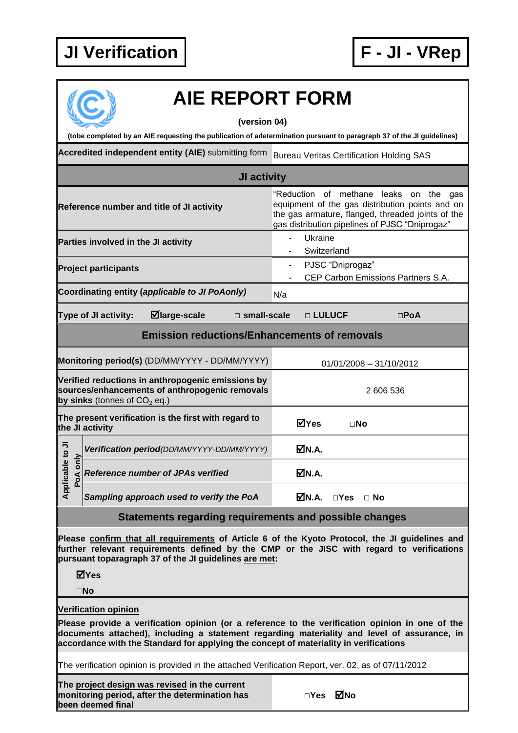**JI Verification** | **F - JI - VRep**

# AIE REPORT FORM

**(version 04)**

**(tobe completed by an AIE requesting the publication of adetermination pursuant to paragraph 37 of the JI guidelines)**

| **Accredited independent entity (AIE)** submitting form | Bureau Veritas Certification Holding SAS |
|---|---|
| **JI activity** | |
| **Reference number and title of JI activity** | "Reduction of methane leaks on the gas equipment of the gas distribution points and on the gas armature, flanged, threaded joints of the gas distribution pipelines of PJSC "Dniprogaz" |
| **Parties involved in the JI activity** | - Ukraine<br>- Switzerland |
| **Project participants** | - PJSC "Dniprogaz"<br>- CEP Carbon Emissions Partners S.A. |
| **Coordinating entity (*applicable to JI PoAonly*)** | N/a |
| **Type of JI activity:** ☑**large-scale** □ **small-scale** | □ **LULUCF** □**PoA** |
| **Emission reductions/Enhancements of removals** | |
| **Monitoring period(s)** (DD/MM/YYYY - DD/MM/YYYY) | 01/01/2008 – 31/10/2012 |
| **Verified reductions in anthropogenic emissions by sources/enhancements of anthropogenic removals by sinks** (tonnes of $CO_2$ eq.) | 2 606 536 |
| **The present verification is the first with regard to the JI activity** | ☑**Yes** □**No** |
| **Applicable to JI PoA only** – ***Verification period****(DD/MM/YYYY-DD/MM/YYYY)* | ☑**N.A.** |
| **Applicable to JI PoA only** – ***Reference number of JPAs verified*** | ☑**N.A.** |
| **Applicable to JI PoA only** – ***Sampling approach used to verify the PoA*** | ☑**N.A.** □**Yes** □ **No** |

## Statements regarding requirements and possible changes

**Please confirm that all requirements of Article 6 of the Kyoto Protocol, the JI guidelines and further relevant requirements defined by the CMP or the JISC with regard to verifications pursuant toparagraph 37 of the JI guidelines are met:**

☑**Yes**

□**No**

**Verification opinion**

**Please provide a verification opinion (or a reference to the verification opinion in one of the documents attached), including a statement regarding materiality and level of assurance, in accordance with the Standard for applying the concept of materiality in verifications**

The verification opinion is provided in the attached Verification Report, ver. 02, as of 07/11/2012

| **The project design was revised in the current monitoring period, after the determination has been deemed final** | □**Yes** ☑**No** |
|---|---|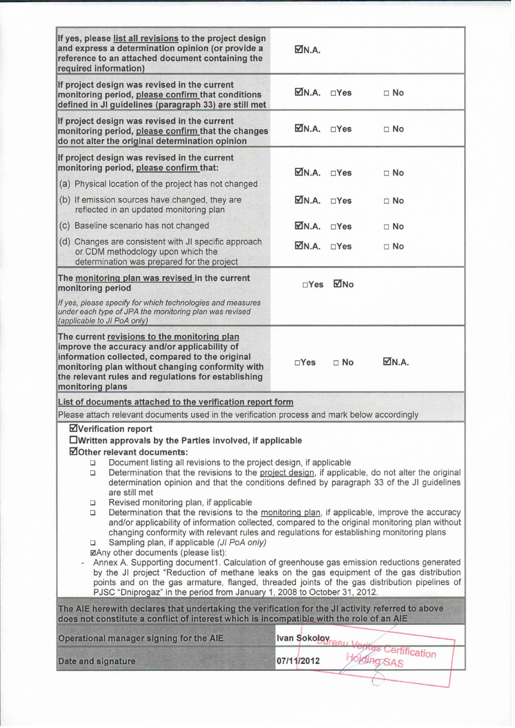| | |
|---|---|
| **If yes, please list all revisions to the project design and express a determination opinion (or provide a reference to an attached document containing the required information)** | ☑N.A. |
| **If project design was revised in the current monitoring period, please confirm that conditions defined in JI guidelines (paragraph 33) are still met** | ☑N.A. ☐Yes ☐ No |
| **If project design was revised in the current monitoring period, please confirm that the changes do not alter the original determination opinion** | ☑N.A. ☐Yes ☐ No |
| **If project design was revised in the current monitoring period, please confirm that:**<br>(a) Physical location of the project has not changed | ☑N.A. ☐Yes ☐ No |
| (b) If emission sources have changed, they are reflected in an updated monitoring plan | ☑N.A. ☐Yes ☐ No |
| (c) Baseline scenario has not changed | ☑N.A. ☐Yes ☐ No |
| (d) Changes are consistent with JI specific approach or CDM methodology upon which the determination was prepared for the project | ☑N.A. ☐Yes ☐ No |
| **The monitoring plan was revised in the current monitoring period**<br>*If yes, please specify for which technologies and measures under each type of JPA the monitoring plan was revised (applicable to JI PoA only)* | ☐Yes ☑No |
| **The current revisions to the monitoring plan improve the accuracy and/or applicability of information collected, compared to the original monitoring plan without changing conformity with the relevant rules and regulations for establishing monitoring plans** | ☐Yes ☐ No ☑N.A. |

**List of documents attached to the verification report form**

Please attach relevant documents used in the verification process and mark below accordingly

☑**Verification report**

☐**Written approvals by the Parties involved, if applicable**

☑**Other relevant documents:**

- ☐ Document listing all revisions to the project design, if applicable
- ☐ Determination that the revisions to the project design, if applicable, do not alter the original determination opinion and that the conditions defined by paragraph 33 of the JI guidelines are still met
- ☐ Revised monitoring plan, if applicable
- ☐ Determination that the revisions to the monitoring plan, if applicable, improve the accuracy and/or applicability of information collected, compared to the original monitoring plan without changing conformity with relevant rules and regulations for establishing monitoring plans
- ☐ Sampling plan, if applicable *(JI PoA only)*

☑Any other documents (please list):

- Annex A. Supporting document1. Calculation of greenhouse gas emission reductions generated by the JI project "Reduction of methane leaks on the gas equipment of the gas distribution points and on the gas armature, flanged, threaded joints of the gas distribution pipelines of PJSC "Dniprogaz" in the period from January 1, 2008 to October 31, 2012.

**The AIE herewith declares that undertaking the verification for the JI activity referred to above does not constitute a conflict of interest which is incompatible with the role of an AIE**

| | |
|---|---|
| **Operational manager signing for the AIE** | **Ivan Sokolov** |
| **Date and signature** | **07/11/2012** |

Bureau Veritas Certification Holding SAS